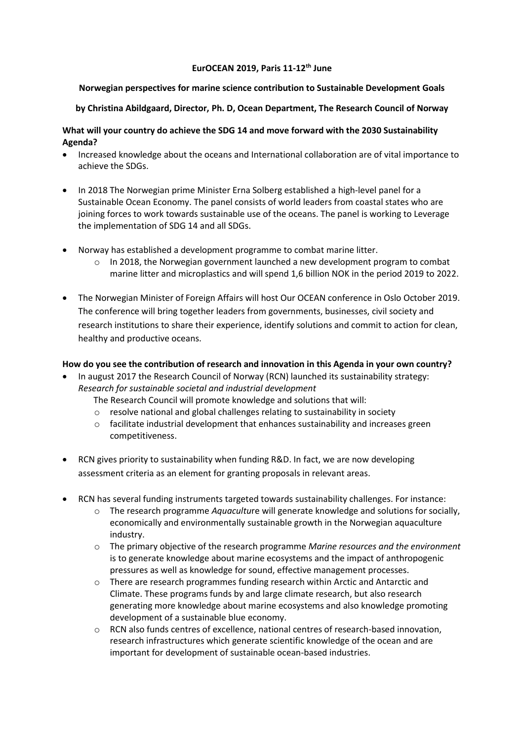**EurOCEAN 2019, Paris 11-12th June**

**Norwegian perspectives for marine science contribution to Sustainable Development Goals**

**by Christina Abildgaard, Director, Ph. D, Ocean Department, The Research Council of Norway**

**What will your country do achieve the SDG 14 and move forward with the 2030 Sustainability Agenda?**

- Increased knowledge about the oceans and International collaboration are of vital importance to achieve the SDGs.
- In 2018 The Norwegian prime Minister Erna Solberg established a high-level panel for a Sustainable Ocean Economy. The panel consists of world leaders from coastal states who are joining forces to work towards sustainable use of the oceans. The panel is working to Leverage the implementation of SDG 14 and all SDGs.
- Norway has established a development programme to combat marine litter.
  - In 2018, the Norwegian government launched a new development program to combat marine litter and microplastics and will spend 1,6 billion NOK in the period 2019 to 2022.
- The Norwegian Minister of Foreign Affairs will host Our OCEAN conference in Oslo October 2019. The conference will bring together leaders from governments, businesses, civil society and research institutions to share their experience, identify solutions and commit to action for clean, healthy and productive oceans.

**How do you see the contribution of research and innovation in this Agenda in your own country?**

- In august 2017 the Research Council of Norway (RCN) launched its sustainability strategy: *Research for sustainable societal and industrial development*
  The Research Council will promote knowledge and solutions that will:
  - resolve national and global challenges relating to sustainability in society
  - facilitate industrial development that enhances sustainability and increases green competitiveness.
- RCN gives priority to sustainability when funding R&D. In fact, we are now developing assessment criteria as an element for granting proposals in relevant areas.
- RCN has several funding instruments targeted towards sustainability challenges. For instance:
  - The research programme *Aquacultur*e will generate knowledge and solutions for socially, economically and environmentally sustainable growth in the Norwegian aquaculture industry.
  - The primary objective of the research programme *Marine resources and the environment* is to generate knowledge about marine ecosystems and the impact of anthropogenic pressures as well as knowledge for sound, effective management processes.
  - There are research programmes funding research within Arctic and Antarctic and Climate. These programs funds by and large climate research, but also research generating more knowledge about marine ecosystems and also knowledge promoting development of a sustainable blue economy.
  - RCN also funds centres of excellence, national centres of research-based innovation, research infrastructures which generate scientific knowledge of the ocean and are important for development of sustainable ocean-based industries.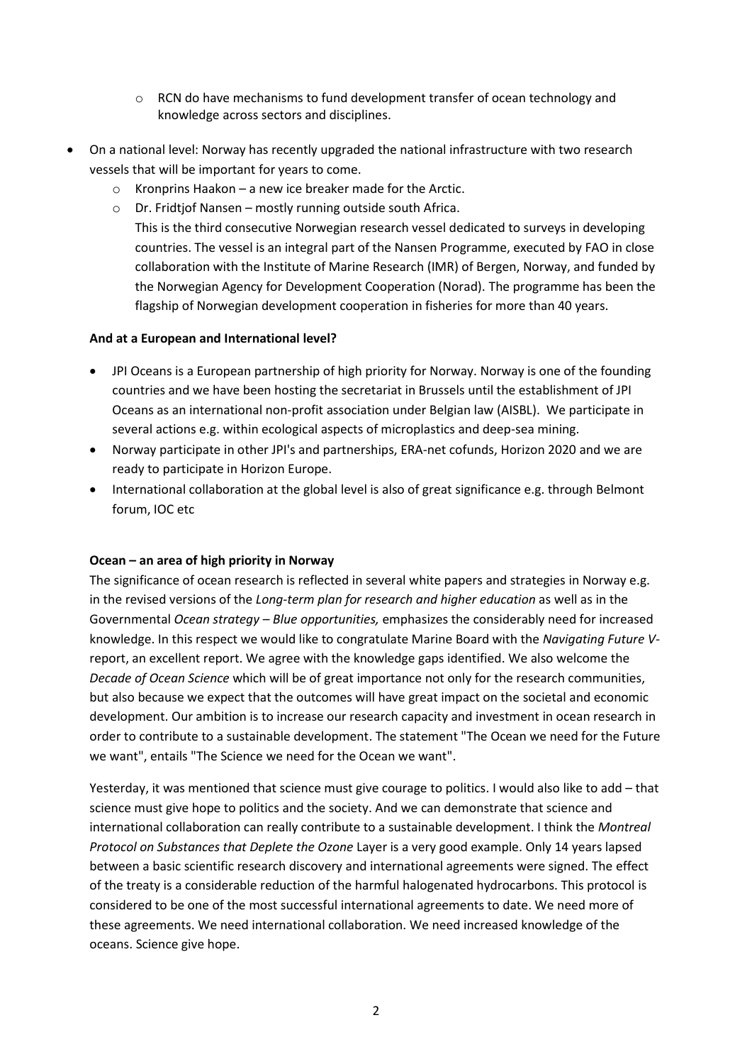- RCN do have mechanisms to fund development transfer of ocean technology and knowledge across sectors and disciplines.

- On a national level: Norway has recently upgraded the national infrastructure with two research vessels that will be important for years to come.
  - Kronprins Haakon – a new ice breaker made for the Arctic.
  - Dr. Fridtjof Nansen – mostly running outside south Africa.
    This is the third consecutive Norwegian research vessel dedicated to surveys in developing countries. The vessel is an integral part of the Nansen Programme, executed by FAO in close collaboration with the Institute of Marine Research (IMR) of Bergen, Norway, and funded by the Norwegian Agency for Development Cooperation (Norad). The programme has been the flagship of Norwegian development cooperation in fisheries for more than 40 years.

**And at a European and International level?**

- JPI Oceans is a European partnership of high priority for Norway. Norway is one of the founding countries and we have been hosting the secretariat in Brussels until the establishment of JPI Oceans as an international non-profit association under Belgian law (AISBL). We participate in several actions e.g. within ecological aspects of microplastics and deep-sea mining.
- Norway participate in other JPI's and partnerships, ERA-net cofunds, Horizon 2020 and we are ready to participate in Horizon Europe.
- International collaboration at the global level is also of great significance e.g. through Belmont forum, IOC etc

**Ocean – an area of high priority in Norway**

The significance of ocean research is reflected in several white papers and strategies in Norway e.g. in the revised versions of the *Long-term plan for research and higher education* as well as in the Governmental *Ocean strategy – Blue opportunities,* emphasizes the considerably need for increased knowledge. In this respect we would like to congratulate Marine Board with the *Navigating Future V*-report, an excellent report. We agree with the knowledge gaps identified. We also welcome the *Decade of Ocean Science* which will be of great importance not only for the research communities, but also because we expect that the outcomes will have great impact on the societal and economic development. Our ambition is to increase our research capacity and investment in ocean research in order to contribute to a sustainable development. The statement "The Ocean we need for the Future we want", entails "The Science we need for the Ocean we want".

Yesterday, it was mentioned that science must give courage to politics. I would also like to add – that science must give hope to politics and the society. And we can demonstrate that science and international collaboration can really contribute to a sustainable development. I think the *Montreal Protocol on Substances that Deplete the Ozone* Layer is a very good example. Only 14 years lapsed between a basic scientific research discovery and international agreements were signed. The effect of the treaty is a considerable reduction of the harmful halogenated hydrocarbons. This protocol is considered to be one of the most successful international agreements to date. We need more of these agreements. We need international collaboration. We need increased knowledge of the oceans. Science give hope.